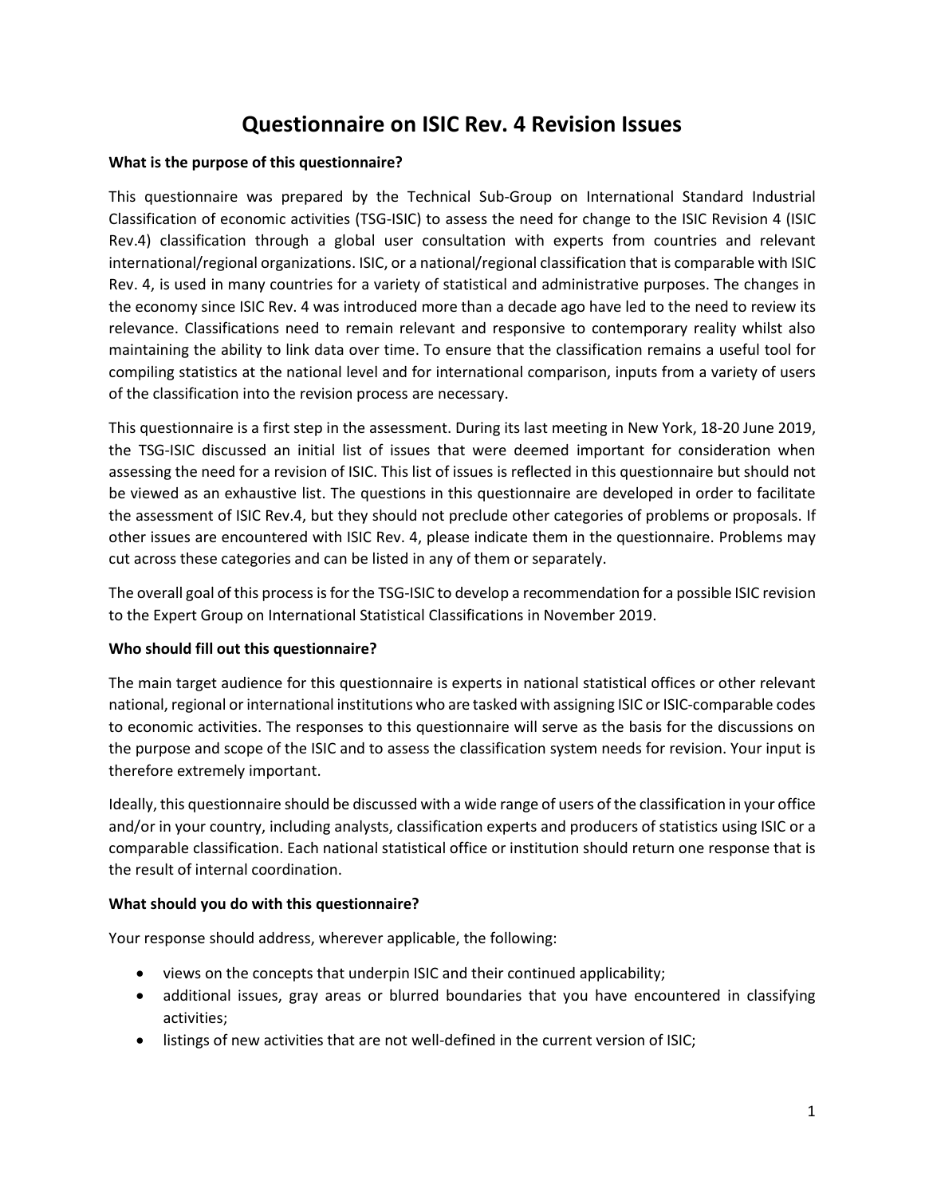# Questionnaire on ISIC Rev. 4 Revision Issues

**What is the purpose of this questionnaire?**

This questionnaire was prepared by the Technical Sub-Group on International Standard Industrial Classification of economic activities (TSG-ISIC) to assess the need for change to the ISIC Revision 4 (ISIC Rev.4) classification through a global user consultation with experts from countries and relevant international/regional organizations. ISIC, or a national/regional classification that is comparable with ISIC Rev. 4, is used in many countries for a variety of statistical and administrative purposes. The changes in the economy since ISIC Rev. 4 was introduced more than a decade ago have led to the need to review its relevance. Classifications need to remain relevant and responsive to contemporary reality whilst also maintaining the ability to link data over time. To ensure that the classification remains a useful tool for compiling statistics at the national level and for international comparison, inputs from a variety of users of the classification into the revision process are necessary.

This questionnaire is a first step in the assessment. During its last meeting in New York, 18-20 June 2019, the TSG-ISIC discussed an initial list of issues that were deemed important for consideration when assessing the need for a revision of ISIC. This list of issues is reflected in this questionnaire but should not be viewed as an exhaustive list. The questions in this questionnaire are developed in order to facilitate the assessment of ISIC Rev.4, but they should not preclude other categories of problems or proposals. If other issues are encountered with ISIC Rev. 4, please indicate them in the questionnaire. Problems may cut across these categories and can be listed in any of them or separately.

The overall goal of this process is for the TSG-ISIC to develop a recommendation for a possible ISIC revision to the Expert Group on International Statistical Classifications in November 2019.

**Who should fill out this questionnaire?**

The main target audience for this questionnaire is experts in national statistical offices or other relevant national, regional or international institutions who are tasked with assigning ISIC or ISIC-comparable codes to economic activities. The responses to this questionnaire will serve as the basis for the discussions on the purpose and scope of the ISIC and to assess the classification system needs for revision. Your input is therefore extremely important.

Ideally, this questionnaire should be discussed with a wide range of users of the classification in your office and/or in your country, including analysts, classification experts and producers of statistics using ISIC or a comparable classification. Each national statistical office or institution should return one response that is the result of internal coordination.

**What should you do with this questionnaire?**

Your response should address, wherever applicable, the following:

- views on the concepts that underpin ISIC and their continued applicability;
- additional issues, gray areas or blurred boundaries that you have encountered in classifying activities;
- listings of new activities that are not well-defined in the current version of ISIC;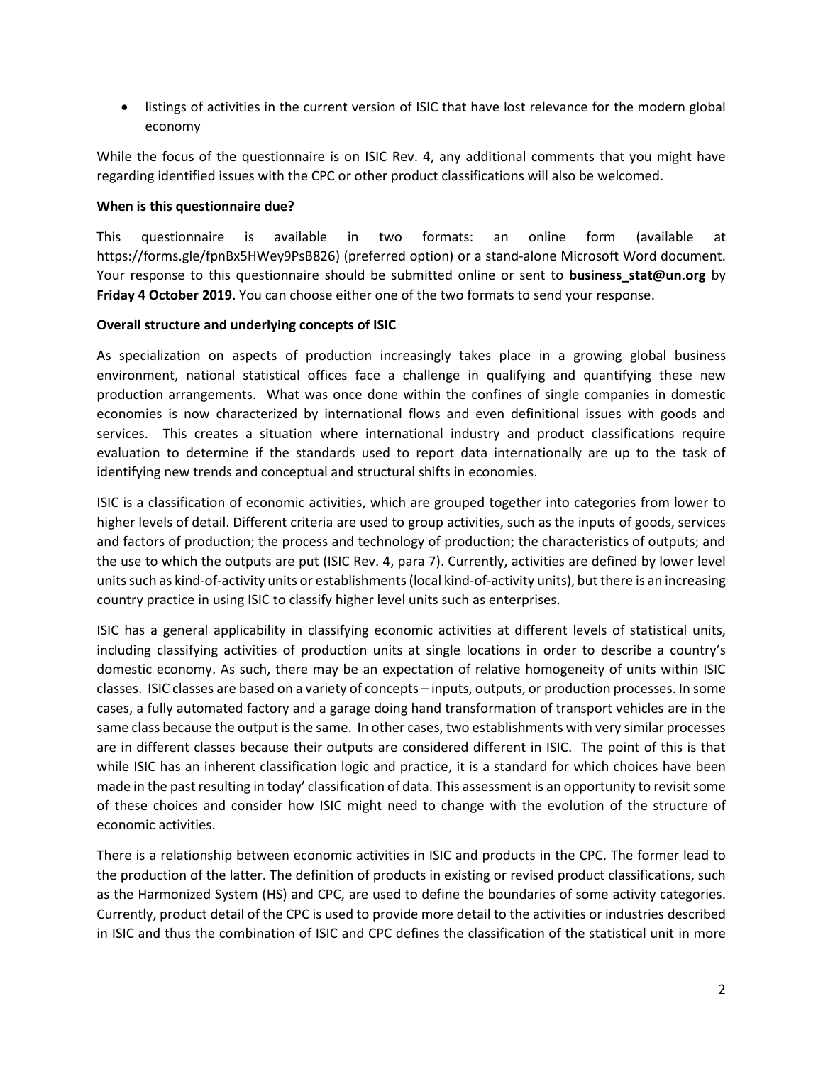- listings of activities in the current version of ISIC that have lost relevance for the modern global economy

While the focus of the questionnaire is on ISIC Rev. 4, any additional comments that you might have regarding identified issues with the CPC or other product classifications will also be welcomed.

**When is this questionnaire due?**

This questionnaire is available in two formats: an online form (available at https://forms.gle/fpnBx5HWey9PsB826) (preferred option) or a stand-alone Microsoft Word document. Your response to this questionnaire should be submitted online or sent to **business_stat@un.org** by **Friday 4 October 2019**. You can choose either one of the two formats to send your response.

**Overall structure and underlying concepts of ISIC**

As specialization on aspects of production increasingly takes place in a growing global business environment, national statistical offices face a challenge in qualifying and quantifying these new production arrangements. What was once done within the confines of single companies in domestic economies is now characterized by international flows and even definitional issues with goods and services. This creates a situation where international industry and product classifications require evaluation to determine if the standards used to report data internationally are up to the task of identifying new trends and conceptual and structural shifts in economies.

ISIC is a classification of economic activities, which are grouped together into categories from lower to higher levels of detail. Different criteria are used to group activities, such as the inputs of goods, services and factors of production; the process and technology of production; the characteristics of outputs; and the use to which the outputs are put (ISIC Rev. 4, para 7). Currently, activities are defined by lower level units such as kind-of-activity units or establishments (local kind-of-activity units), but there is an increasing country practice in using ISIC to classify higher level units such as enterprises.

ISIC has a general applicability in classifying economic activities at different levels of statistical units, including classifying activities of production units at single locations in order to describe a country's domestic economy. As such, there may be an expectation of relative homogeneity of units within ISIC classes. ISIC classes are based on a variety of concepts – inputs, outputs, or production processes. In some cases, a fully automated factory and a garage doing hand transformation of transport vehicles are in the same class because the output is the same. In other cases, two establishments with very similar processes are in different classes because their outputs are considered different in ISIC. The point of this is that while ISIC has an inherent classification logic and practice, it is a standard for which choices have been made in the past resulting in today' classification of data. This assessment is an opportunity to revisit some of these choices and consider how ISIC might need to change with the evolution of the structure of economic activities.

There is a relationship between economic activities in ISIC and products in the CPC. The former lead to the production of the latter. The definition of products in existing or revised product classifications, such as the Harmonized System (HS) and CPC, are used to define the boundaries of some activity categories. Currently, product detail of the CPC is used to provide more detail to the activities or industries described in ISIC and thus the combination of ISIC and CPC defines the classification of the statistical unit in more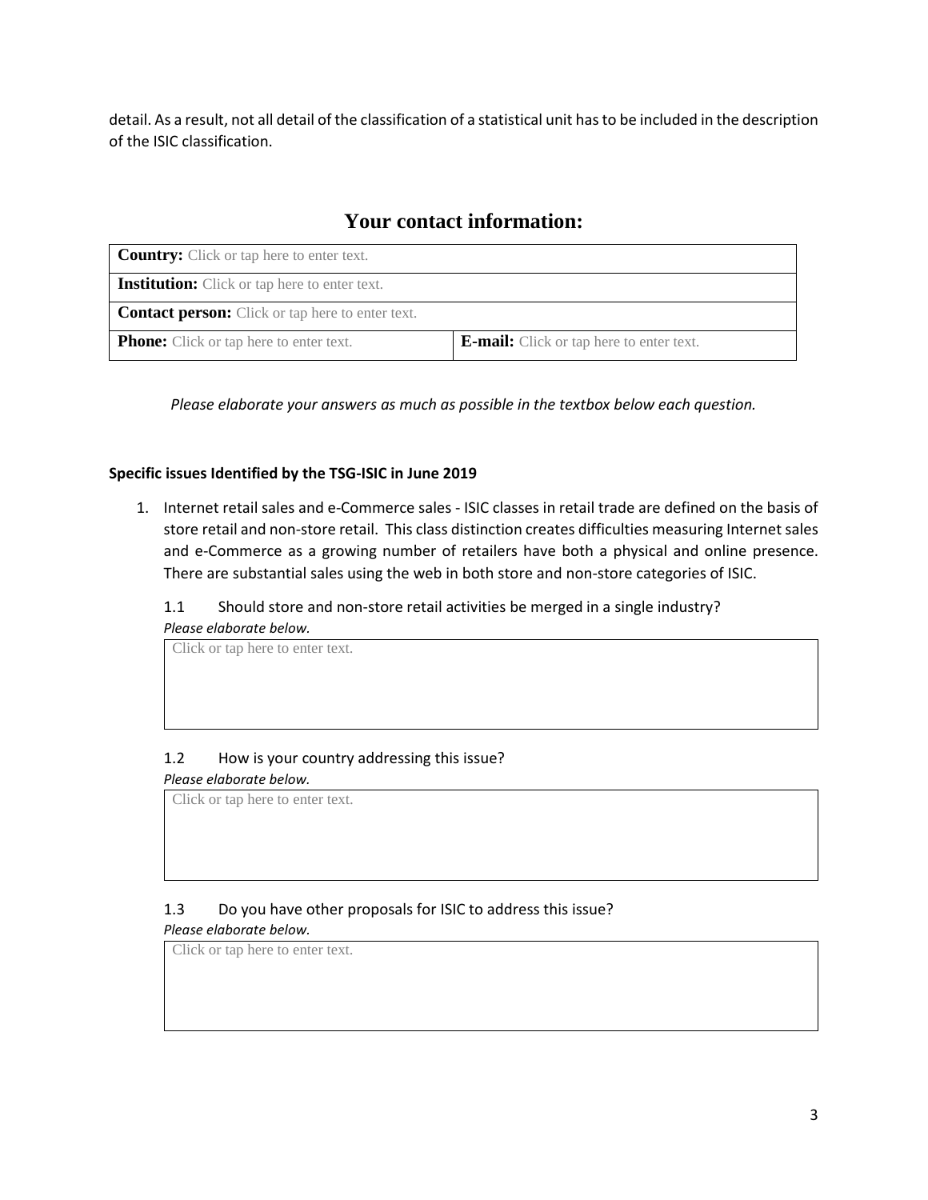detail. As a result, not all detail of the classification of a statistical unit has to be included in the description of the ISIC classification.

## Your contact information:

| **Country:** Click or tap here to enter text. | |
|---|---|
| **Institution:** Click or tap here to enter text. | |
| **Contact person:** Click or tap here to enter text. | |
| **Phone:** Click or tap here to enter text. | **E-mail:** Click or tap here to enter text. |

*Please elaborate your answers as much as possible in the textbox below each question.*

**Specific issues Identified by the TSG-ISIC in June 2019**

1. Internet retail sales and e-Commerce sales - ISIC classes in retail trade are defined on the basis of store retail and non-store retail. This class distinction creates difficulties measuring Internet sales and e-Commerce as a growing number of retailers have both a physical and online presence. There are substantial sales using the web in both store and non-store categories of ISIC.

   1.1 Should store and non-store retail activities be merged in a single industry?
   *Please elaborate below.*

   Click or tap here to enter text.

   1.2 How is your country addressing this issue?
   *Please elaborate below.*

   Click or tap here to enter text.

   1.3 Do you have other proposals for ISIC to address this issue?
   *Please elaborate below.*

   Click or tap here to enter text.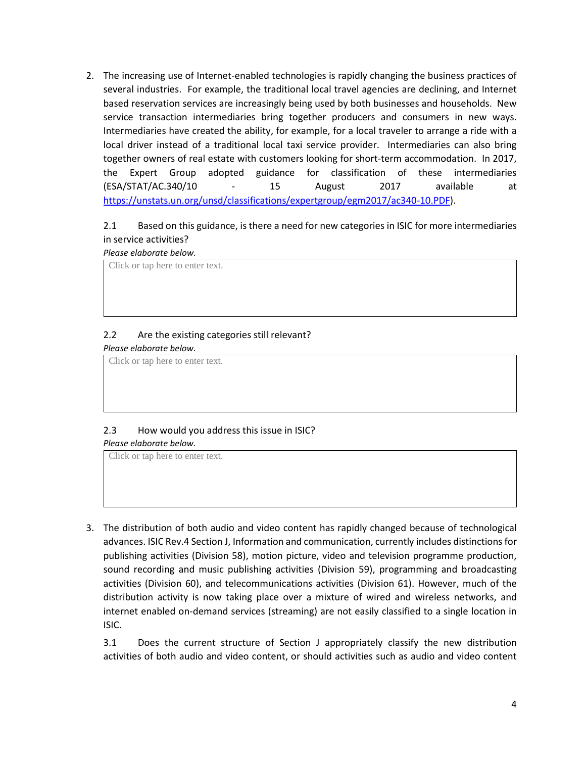2. The increasing use of Internet-enabled technologies is rapidly changing the business practices of several industries. For example, the traditional local travel agencies are declining, and Internet based reservation services are increasingly being used by both businesses and households. New service transaction intermediaries bring together producers and consumers in new ways. Intermediaries have created the ability, for example, for a local traveler to arrange a ride with a local driver instead of a traditional local taxi service provider. Intermediaries can also bring together owners of real estate with customers looking for short-term accommodation. In 2017, the Expert Group adopted guidance for classification of these intermediaries (ESA/STAT/AC.340/10 - 15 August 2017 available at https://unstats.un.org/unsd/classifications/expertgroup/egm2017/ac340-10.PDF).

   2.1 Based on this guidance, is there a need for new categories in ISIC for more intermediaries in service activities?

   *Please elaborate below.*

   Click or tap here to enter text.

   2.2 Are the existing categories still relevant?

   *Please elaborate below.*

   Click or tap here to enter text.

   2.3 How would you address this issue in ISIC?

   *Please elaborate below.*

   Click or tap here to enter text.

3. The distribution of both audio and video content has rapidly changed because of technological advances. ISIC Rev.4 Section J, Information and communication, currently includes distinctions for publishing activities (Division 58), motion picture, video and television programme production, sound recording and music publishing activities (Division 59), programming and broadcasting activities (Division 60), and telecommunications activities (Division 61). However, much of the distribution activity is now taking place over a mixture of wired and wireless networks, and internet enabled on-demand services (streaming) are not easily classified to a single location in ISIC.

   3.1 Does the current structure of Section J appropriately classify the new distribution activities of both audio and video content, or should activities such as audio and video content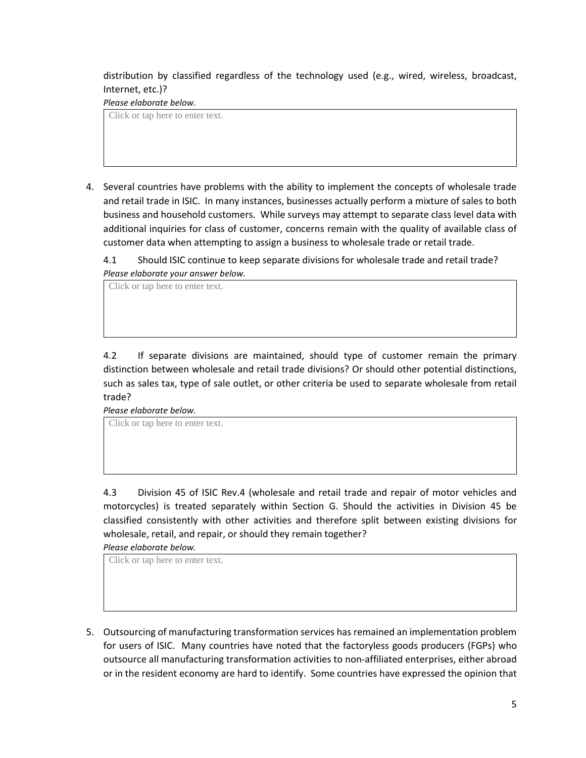distribution by classified regardless of the technology used (e.g., wired, wireless, broadcast, Internet, etc.)?

*Please elaborate below.*

| Click or tap here to enter text. |
|---|

4. Several countries have problems with the ability to implement the concepts of wholesale trade and retail trade in ISIC. In many instances, businesses actually perform a mixture of sales to both business and household customers. While surveys may attempt to separate class level data with additional inquiries for class of customer, concerns remain with the quality of available class of customer data when attempting to assign a business to wholesale trade or retail trade.

4.1 Should ISIC continue to keep separate divisions for wholesale trade and retail trade?

*Please elaborate your answer below.*

| Click or tap here to enter text. |
|---|

4.2 If separate divisions are maintained, should type of customer remain the primary distinction between wholesale and retail trade divisions? Or should other potential distinctions, such as sales tax, type of sale outlet, or other criteria be used to separate wholesale from retail trade?

*Please elaborate below.*

| Click or tap here to enter text. |
|---|

4.3 Division 45 of ISIC Rev.4 (wholesale and retail trade and repair of motor vehicles and motorcycles) is treated separately within Section G. Should the activities in Division 45 be classified consistently with other activities and therefore split between existing divisions for wholesale, retail, and repair, or should they remain together?

*Please elaborate below.*

| Click or tap here to enter text. |
|---|

5. Outsourcing of manufacturing transformation services has remained an implementation problem for users of ISIC. Many countries have noted that the factoryless goods producers (FGPs) who outsource all manufacturing transformation activities to non-affiliated enterprises, either abroad or in the resident economy are hard to identify. Some countries have expressed the opinion that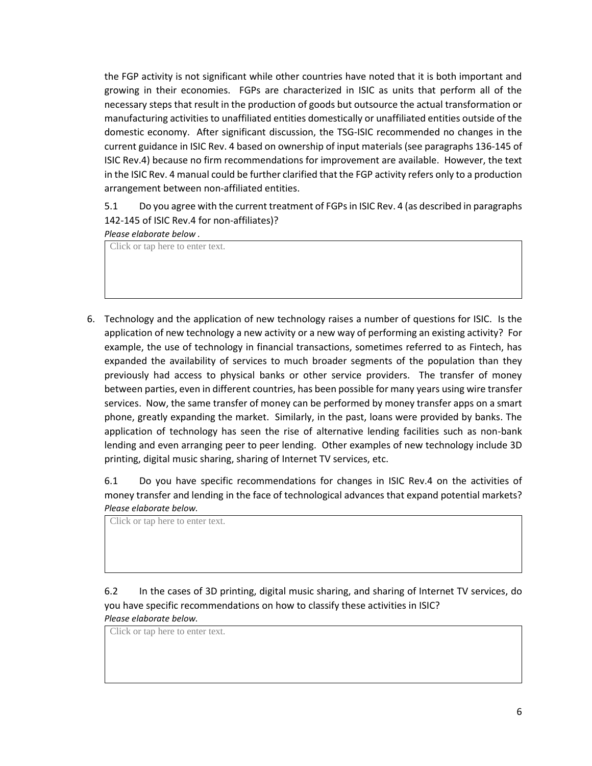the FGP activity is not significant while other countries have noted that it is both important and growing in their economies. FGPs are characterized in ISIC as units that perform all of the necessary steps that result in the production of goods but outsource the actual transformation or manufacturing activities to unaffiliated entities domestically or unaffiliated entities outside of the domestic economy. After significant discussion, the TSG-ISIC recommended no changes in the current guidance in ISIC Rev. 4 based on ownership of input materials (see paragraphs 136-145 of ISIC Rev.4) because no firm recommendations for improvement are available. However, the text in the ISIC Rev. 4 manual could be further clarified that the FGP activity refers only to a production arrangement between non-affiliated entities.

5.1 Do you agree with the current treatment of FGPs in ISIC Rev. 4 (as described in paragraphs 142-145 of ISIC Rev.4 for non-affiliates)?
*Please elaborate below .*

Click or tap here to enter text.

6. Technology and the application of new technology raises a number of questions for ISIC. Is the application of new technology a new activity or a new way of performing an existing activity? For example, the use of technology in financial transactions, sometimes referred to as Fintech, has expanded the availability of services to much broader segments of the population than they previously had access to physical banks or other service providers. The transfer of money between parties, even in different countries, has been possible for many years using wire transfer services. Now, the same transfer of money can be performed by money transfer apps on a smart phone, greatly expanding the market. Similarly, in the past, loans were provided by banks. The application of technology has seen the rise of alternative lending facilities such as non-bank lending and even arranging peer to peer lending. Other examples of new technology include 3D printing, digital music sharing, sharing of Internet TV services, etc.

6.1 Do you have specific recommendations for changes in ISIC Rev.4 on the activities of money transfer and lending in the face of technological advances that expand potential markets?
*Please elaborate below.*

Click or tap here to enter text.

6.2 In the cases of 3D printing, digital music sharing, and sharing of Internet TV services, do you have specific recommendations on how to classify these activities in ISIC?
*Please elaborate below.*

Click or tap here to enter text.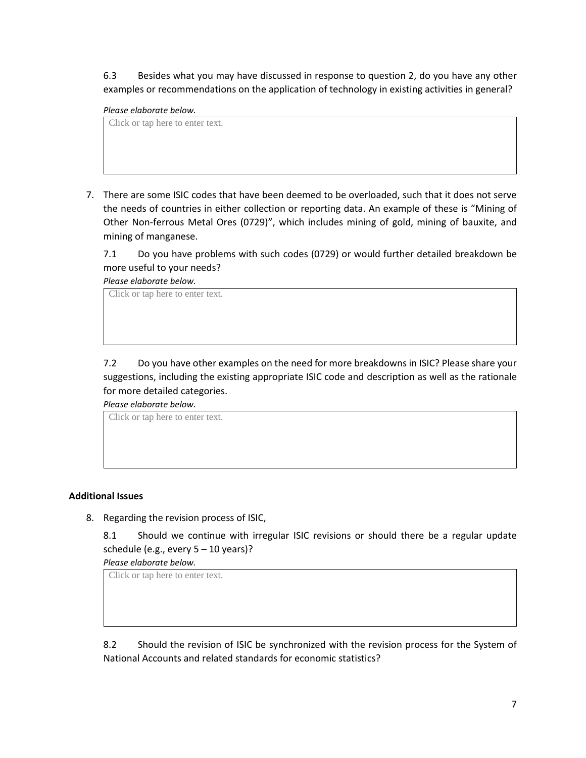6.3 Besides what you may have discussed in response to question 2, do you have any other examples or recommendations on the application of technology in existing activities in general?

*Please elaborate below.*

Click or tap here to enter text.

7. There are some ISIC codes that have been deemed to be overloaded, such that it does not serve the needs of countries in either collection or reporting data. An example of these is "Mining of Other Non-ferrous Metal Ores (0729)", which includes mining of gold, mining of bauxite, and mining of manganese.

7.1 Do you have problems with such codes (0729) or would further detailed breakdown be more useful to your needs?

*Please elaborate below.*

Click or tap here to enter text.

7.2 Do you have other examples on the need for more breakdowns in ISIC? Please share your suggestions, including the existing appropriate ISIC code and description as well as the rationale for more detailed categories.

*Please elaborate below.*

Click or tap here to enter text.

**Additional Issues**

8. Regarding the revision process of ISIC,

8.1 Should we continue with irregular ISIC revisions or should there be a regular update schedule (e.g., every 5 – 10 years)?

*Please elaborate below.*

Click or tap here to enter text.

8.2 Should the revision of ISIC be synchronized with the revision process for the System of National Accounts and related standards for economic statistics?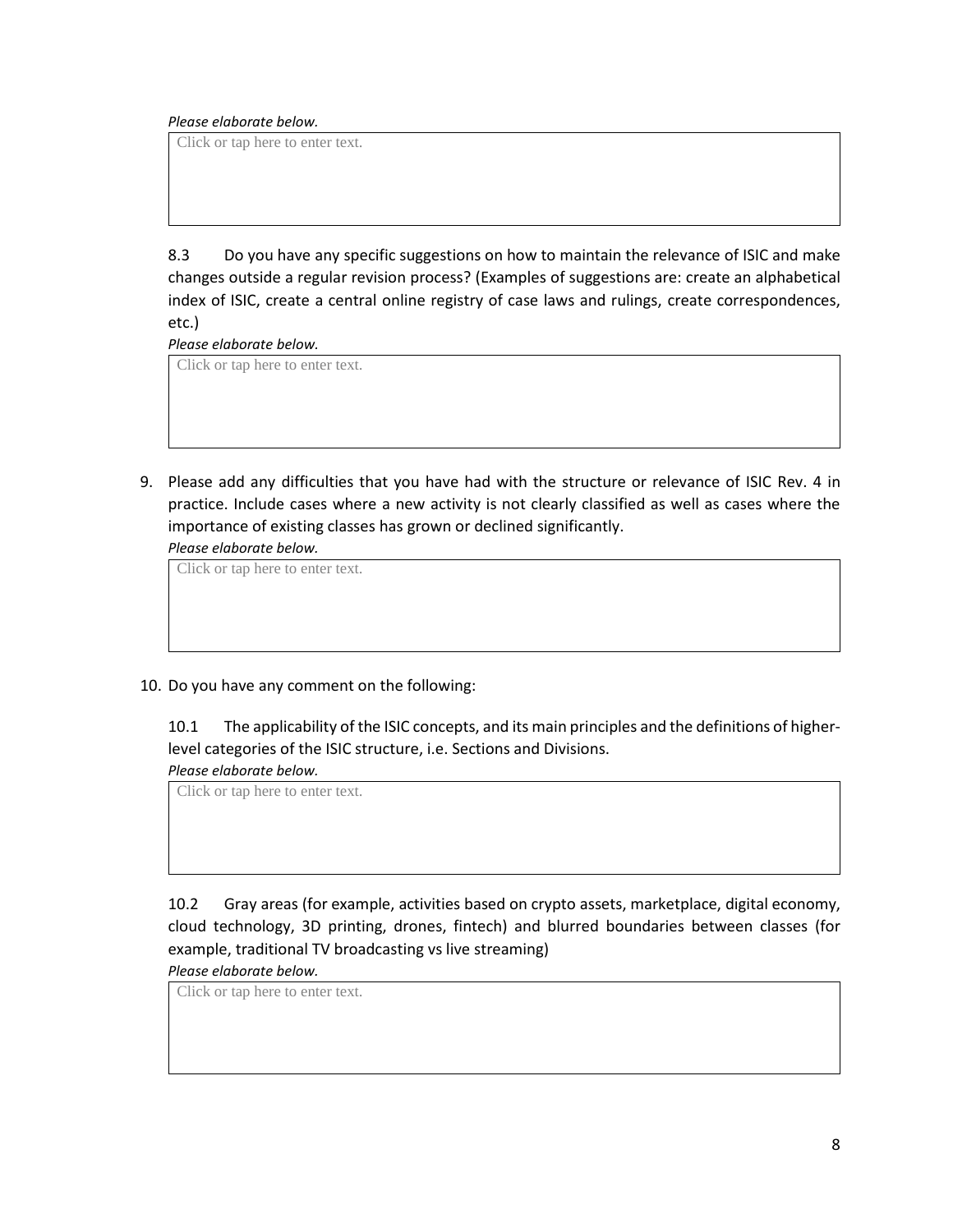*Please elaborate below.*

Click or tap here to enter text.

8.3 Do you have any specific suggestions on how to maintain the relevance of ISIC and make changes outside a regular revision process? (Examples of suggestions are: create an alphabetical index of ISIC, create a central online registry of case laws and rulings, create correspondences, etc.)

*Please elaborate below.*

Click or tap here to enter text.

9. Please add any difficulties that you have had with the structure or relevance of ISIC Rev. 4 in practice. Include cases where a new activity is not clearly classified as well as cases where the importance of existing classes has grown or declined significantly.

   *Please elaborate below.*

   Click or tap here to enter text.

10. Do you have any comment on the following:

    10.1 The applicability of the ISIC concepts, and its main principles and the definitions of higher-level categories of the ISIC structure, i.e. Sections and Divisions.

    *Please elaborate below.*

    Click or tap here to enter text.

    10.2 Gray areas (for example, activities based on crypto assets, marketplace, digital economy, cloud technology, 3D printing, drones, fintech) and blurred boundaries between classes (for example, traditional TV broadcasting vs live streaming)

    *Please elaborate below.*

    Click or tap here to enter text.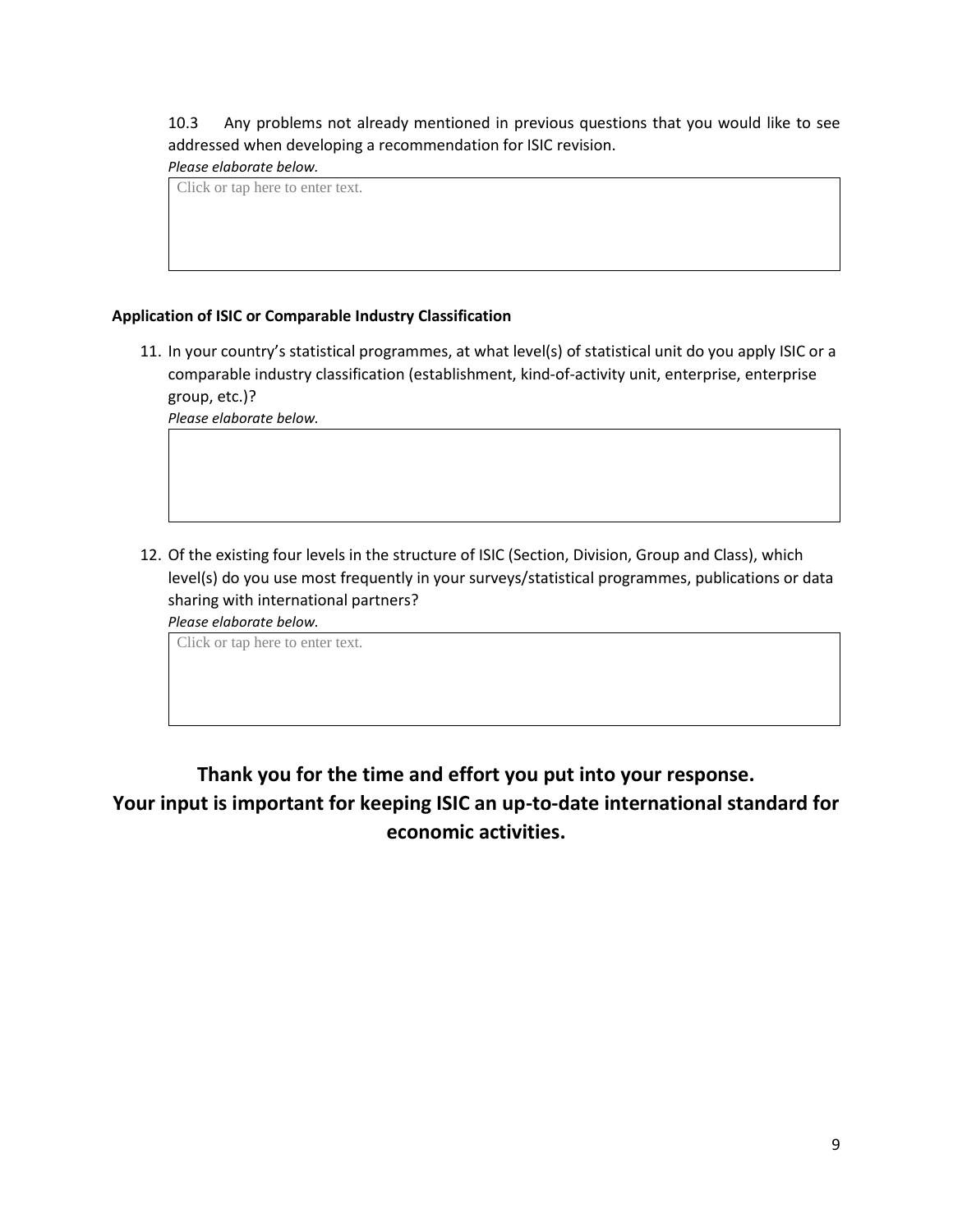10.3 Any problems not already mentioned in previous questions that you would like to see addressed when developing a recommendation for ISIC revision.

*Please elaborate below.*

| |
|---|
| Click or tap here to enter text. |

**Application of ISIC or Comparable Industry Classification**

11. In your country's statistical programmes, at what level(s) of statistical unit do you apply ISIC or a comparable industry classification (establishment, kind-of-activity unit, enterprise, enterprise group, etc.)?

    *Please elaborate below.*

| |
|---|
| |

12. Of the existing four levels in the structure of ISIC (Section, Division, Group and Class), which level(s) do you use most frequently in your surveys/statistical programmes, publications or data sharing with international partners?

    *Please elaborate below.*

| |
|---|
| Click or tap here to enter text. |

**Thank you for the time and effort you put into your response.**
**Your input is important for keeping ISIC an up-to-date international standard for economic activities.**